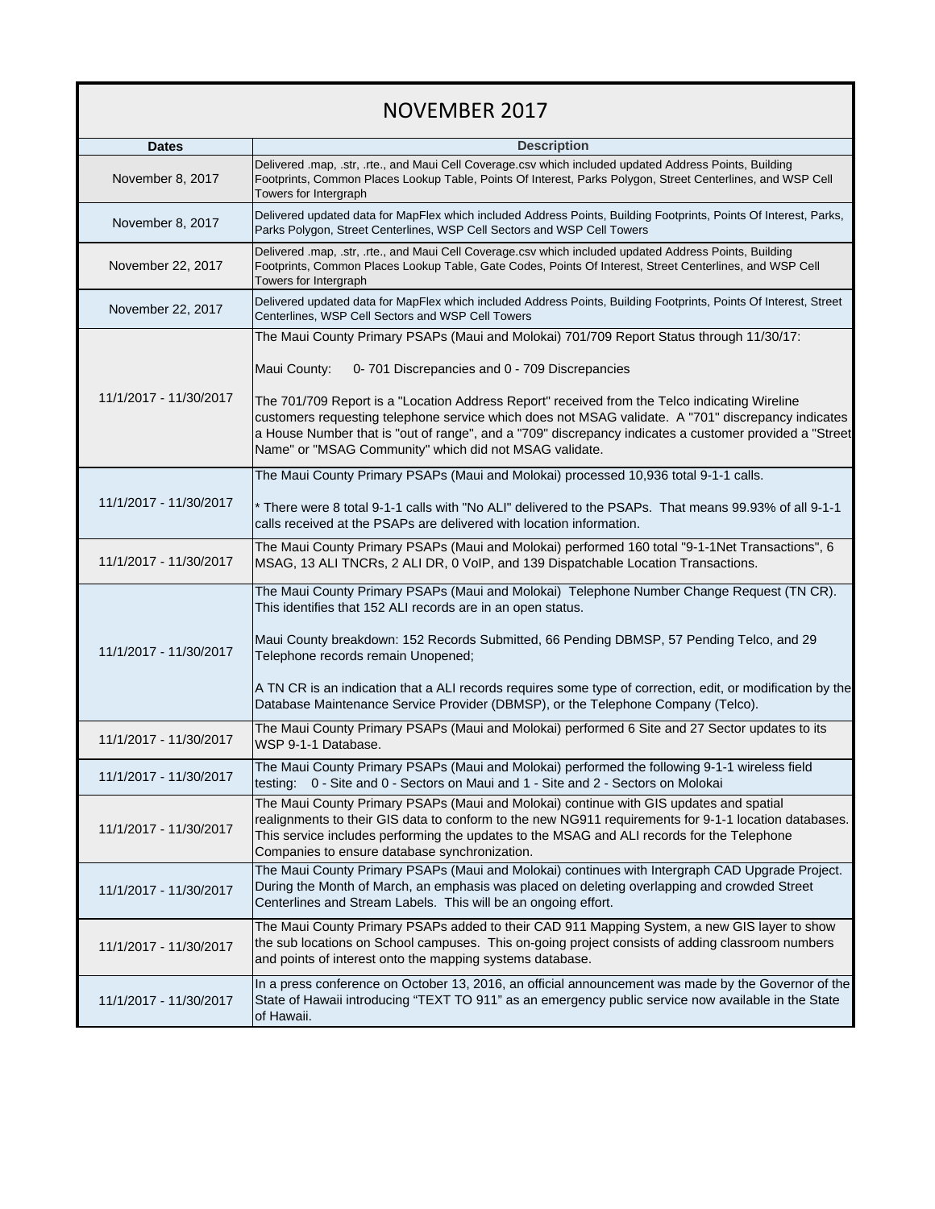# NOVEMBER 2017

| Dates | Description |
|---|---|
| November 8, 2017 | Delivered .map, .str, .rte., and Maui Cell Coverage.csv which included updated Address Points, Building Footprints, Common Places Lookup Table, Points Of Interest, Parks Polygon, Street Centerlines, and WSP Cell Towers for Intergraph |
| November 8, 2017 | Delivered updated data for MapFlex which included Address Points, Building Footprints, Points Of Interest, Parks, Parks Polygon, Street Centerlines, WSP Cell Sectors and WSP Cell Towers |
| November 22, 2017 | Delivered .map, .str, .rte., and Maui Cell Coverage.csv which included updated Address Points, Building Footprints, Common Places Lookup Table, Gate Codes, Points Of Interest, Street Centerlines, and WSP Cell Towers for Intergraph |
| November 22, 2017 | Delivered updated data for MapFlex which included Address Points, Building Footprints, Points Of Interest, Street Centerlines, WSP Cell Sectors and WSP Cell Towers |
| 11/1/2017 - 11/30/2017 | The Maui County Primary PSAPs (Maui and Molokai) 701/709 Report Status through 11/30/17:<br><br>Maui County: 0- 701 Discrepancies and 0 - 709 Discrepancies<br><br>The 701/709 Report is a "Location Address Report" received from the Telco indicating Wireline customers requesting telephone service which does not MSAG validate. A "701" discrepancy indicates a House Number that is "out of range", and a "709" discrepancy indicates a customer provided a "Street Name" or "MSAG Community" which did not MSAG validate. |
| 11/1/2017 - 11/30/2017 | The Maui County Primary PSAPs (Maui and Molokai) processed 10,936 total 9-1-1 calls.<br><br>* There were 8 total 9-1-1 calls with "No ALI" delivered to the PSAPs. That means 99.93% of all 9-1-1 calls received at the PSAPs are delivered with location information. |
| 11/1/2017 - 11/30/2017 | The Maui County Primary PSAPs (Maui and Molokai) performed 160 total "9-1-1Net Transactions", 6 MSAG, 13 ALI TNCRs, 2 ALI DR, 0 VoIP, and 139 Dispatchable Location Transactions. |
| 11/1/2017 - 11/30/2017 | The Maui County Primary PSAPs (Maui and Molokai) Telephone Number Change Request (TN CR). This identifies that 152 ALI records are in an open status.<br><br>Maui County breakdown: 152 Records Submitted, 66 Pending DBMSP, 57 Pending Telco, and 29 Telephone records remain Unopened;<br><br>A TN CR is an indication that a ALI records requires some type of correction, edit, or modification by the Database Maintenance Service Provider (DBMSP), or the Telephone Company (Telco). |
| 11/1/2017 - 11/30/2017 | The Maui County Primary PSAPs (Maui and Molokai) performed 6 Site and 27 Sector updates to its WSP 9-1-1 Database. |
| 11/1/2017 - 11/30/2017 | The Maui County Primary PSAPs (Maui and Molokai) performed the following 9-1-1 wireless field testing: 0 - Site and 0 - Sectors on Maui and 1 - Site and 2 - Sectors on Molokai |
| 11/1/2017 - 11/30/2017 | The Maui County Primary PSAPs (Maui and Molokai) continue with GIS updates and spatial realignments to their GIS data to conform to the new NG911 requirements for 9-1-1 location databases. This service includes performing the updates to the MSAG and ALI records for the Telephone Companies to ensure database synchronization. |
| 11/1/2017 - 11/30/2017 | The Maui County Primary PSAPs (Maui and Molokai) continues with Intergraph CAD Upgrade Project. During the Month of March, an emphasis was placed on deleting overlapping and crowded Street Centerlines and Stream Labels. This will be an ongoing effort. |
| 11/1/2017 - 11/30/2017 | The Maui County Primary PSAPs added to their CAD 911 Mapping System, a new GIS layer to show the sub locations on School campuses. This on-going project consists of adding classroom numbers and points of interest onto the mapping systems database. |
| 11/1/2017 - 11/30/2017 | In a press conference on October 13, 2016, an official announcement was made by the Governor of the State of Hawaii introducing "TEXT TO 911" as an emergency public service now available in the State of Hawaii. |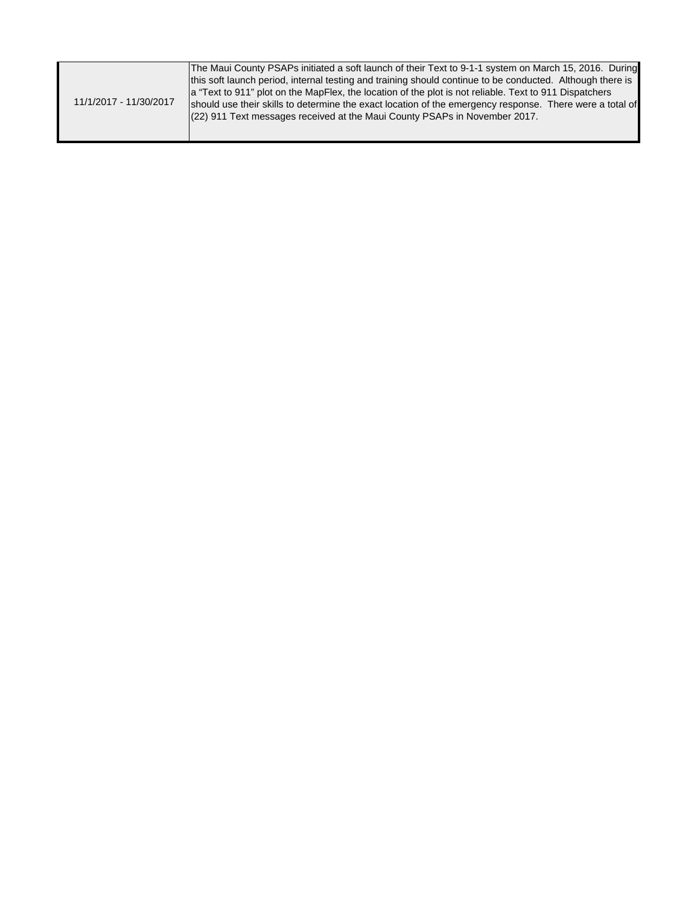| | |
|---|---|
| 11/1/2017 - 11/30/2017 | The Maui County PSAPs initiated a soft launch of their Text to 9-1-1 system on March 15, 2016. During this soft launch period, internal testing and training should continue to be conducted. Although there is a “Text to 911” plot on the MapFlex, the location of the plot is not reliable. Text to 911 Dispatchers should use their skills to determine the exact location of the emergency response. There were a total of (22) 911 Text messages received at the Maui County PSAPs in November 2017. |